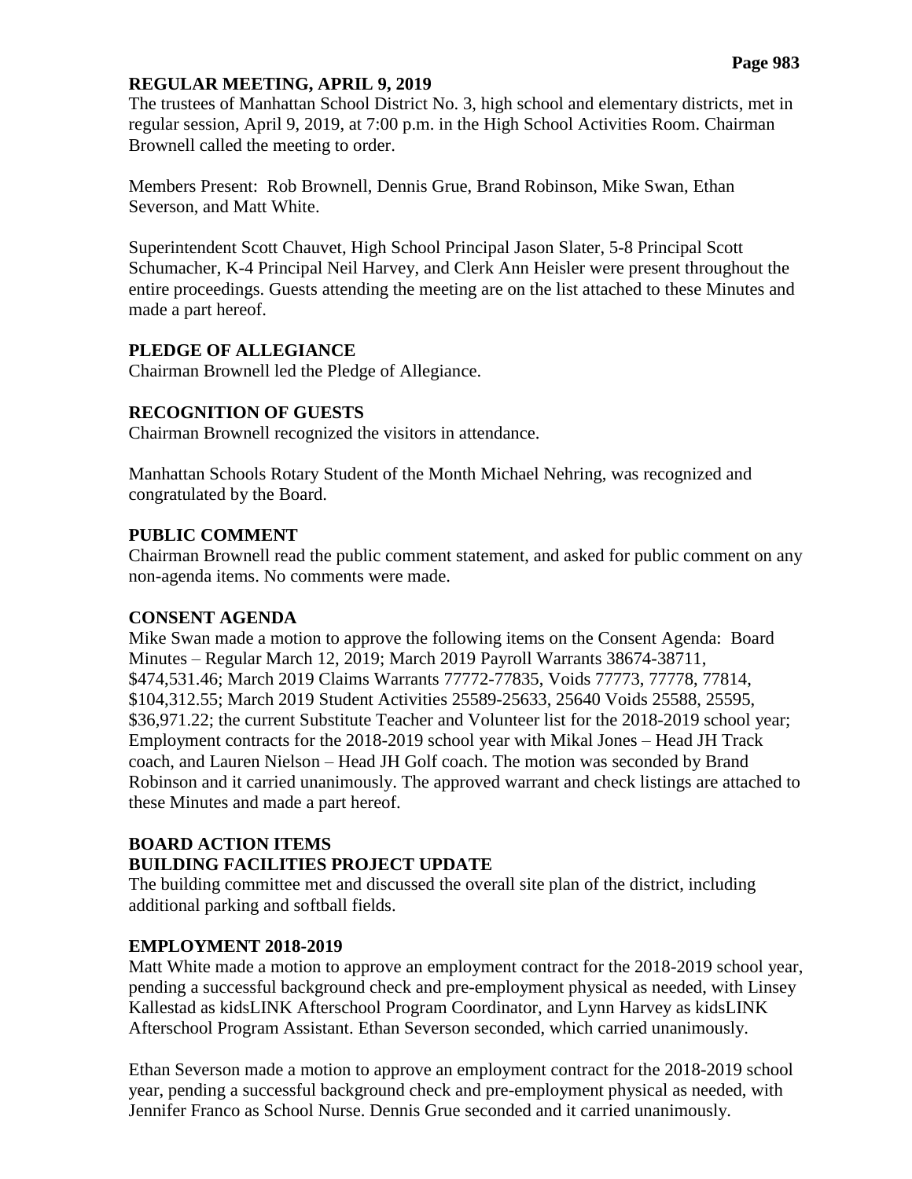## REGULAR MEETING, APRIL 9, 2019

The trustees of Manhattan School District No. 3, high school and elementary districts, met in regular session, April 9, 2019, at 7:00 p.m. in the High School Activities Room. Chairman Brownell called the meeting to order.

Members Present: Rob Brownell, Dennis Grue, Brand Robinson, Mike Swan, Ethan Severson, and Matt White.

Superintendent Scott Chauvet, High School Principal Jason Slater, 5-8 Principal Scott Schumacher, K-4 Principal Neil Harvey, and Clerk Ann Heisler were present throughout the entire proceedings. Guests attending the meeting are on the list attached to these Minutes and made a part hereof.

### PLEDGE OF ALLEGIANCE

Chairman Brownell led the Pledge of Allegiance.

### RECOGNITION OF GUESTS

Chairman Brownell recognized the visitors in attendance.

Manhattan Schools Rotary Student of the Month Michael Nehring, was recognized and congratulated by the Board.

### PUBLIC COMMENT

Chairman Brownell read the public comment statement, and asked for public comment on any non-agenda items. No comments were made.

### CONSENT AGENDA

Mike Swan made a motion to approve the following items on the Consent Agenda: Board Minutes – Regular March 12, 2019; March 2019 Payroll Warrants 38674-38711, $474,531.46; March 2019 Claims Warrants 77772-77835, Voids 77773, 77778, 77814, $104,312.55; March 2019 Student Activities 25589-25633, 25640 Voids 25588, 25595, $36,971.22; the current Substitute Teacher and Volunteer list for the 2018-2019 school year; Employment contracts for the 2018-2019 school year with Mikal Jones – Head JH Track coach, and Lauren Nielson – Head JH Golf coach. The motion was seconded by Brand Robinson and it carried unanimously. The approved warrant and check listings are attached to these Minutes and made a part hereof.

### BOARD ACTION ITEMS

### BUILDING FACILITIES PROJECT UPDATE

The building committee met and discussed the overall site plan of the district, including additional parking and softball fields.

### EMPLOYMENT 2018-2019

Matt White made a motion to approve an employment contract for the 2018-2019 school year, pending a successful background check and pre-employment physical as needed, with Linsey Kallestad as kidsLINK Afterschool Program Coordinator, and Lynn Harvey as kidsLINK Afterschool Program Assistant. Ethan Severson seconded, which carried unanimously.

Ethan Severson made a motion to approve an employment contract for the 2018-2019 school year, pending a successful background check and pre-employment physical as needed, with Jennifer Franco as School Nurse. Dennis Grue seconded and it carried unanimously.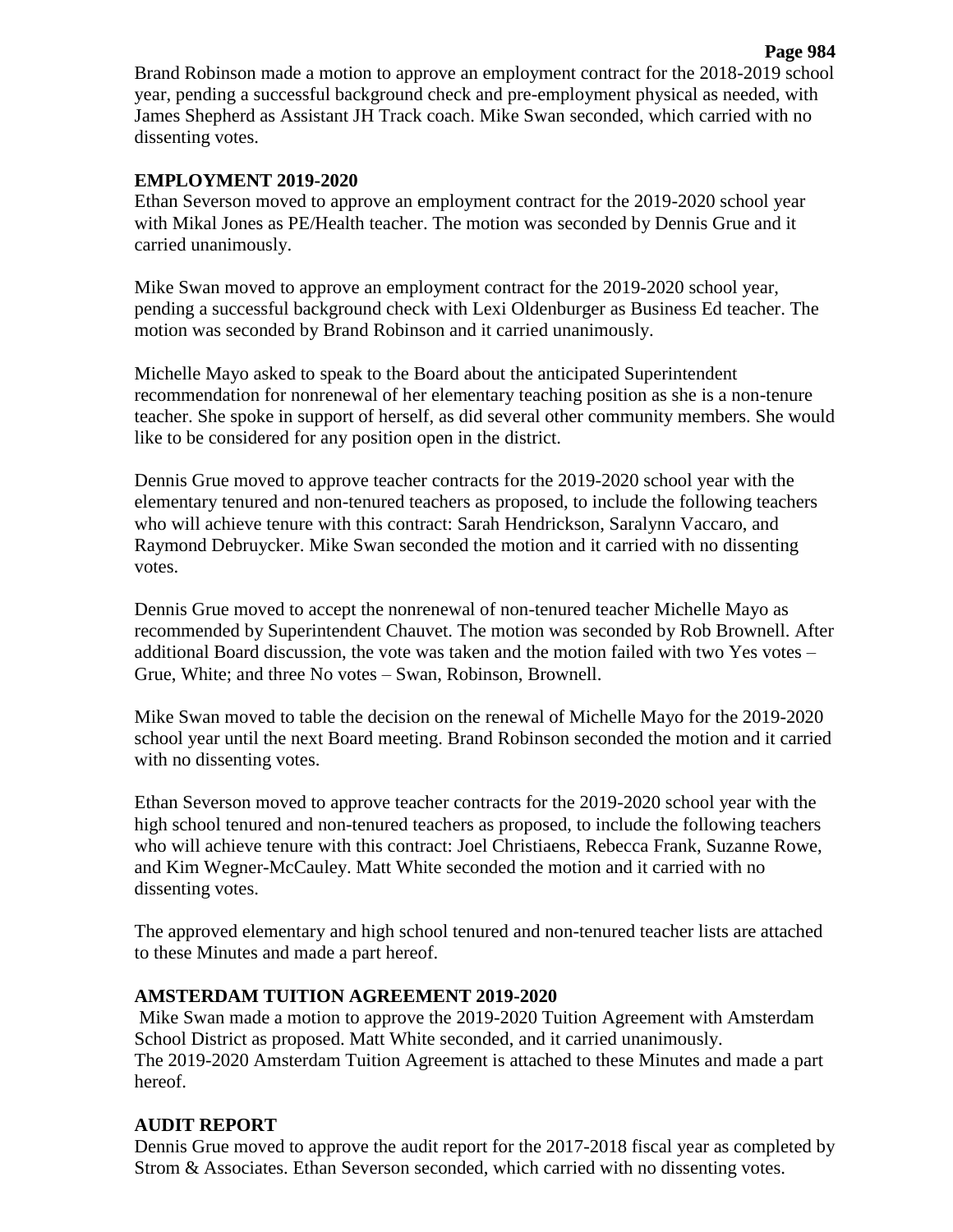Brand Robinson made a motion to approve an employment contract for the 2018-2019 school year, pending a successful background check and pre-employment physical as needed, with James Shepherd as Assistant JH Track coach. Mike Swan seconded, which carried with no dissenting votes.

**EMPLOYMENT 2019-2020**

Ethan Severson moved to approve an employment contract for the 2019-2020 school year with Mikal Jones as PE/Health teacher. The motion was seconded by Dennis Grue and it carried unanimously.

Mike Swan moved to approve an employment contract for the 2019-2020 school year, pending a successful background check with Lexi Oldenburger as Business Ed teacher. The motion was seconded by Brand Robinson and it carried unanimously.

Michelle Mayo asked to speak to the Board about the anticipated Superintendent recommendation for nonrenewal of her elementary teaching position as she is a non-tenure teacher. She spoke in support of herself, as did several other community members. She would like to be considered for any position open in the district.

Dennis Grue moved to approve teacher contracts for the 2019-2020 school year with the elementary tenured and non-tenured teachers as proposed, to include the following teachers who will achieve tenure with this contract: Sarah Hendrickson, Saralynn Vaccaro, and Raymond Debruycker. Mike Swan seconded the motion and it carried with no dissenting votes.

Dennis Grue moved to accept the nonrenewal of non-tenured teacher Michelle Mayo as recommended by Superintendent Chauvet. The motion was seconded by Rob Brownell. After additional Board discussion, the vote was taken and the motion failed with two Yes votes – Grue, White; and three No votes – Swan, Robinson, Brownell.

Mike Swan moved to table the decision on the renewal of Michelle Mayo for the 2019-2020 school year until the next Board meeting. Brand Robinson seconded the motion and it carried with no dissenting votes.

Ethan Severson moved to approve teacher contracts for the 2019-2020 school year with the high school tenured and non-tenured teachers as proposed, to include the following teachers who will achieve tenure with this contract: Joel Christiaens, Rebecca Frank, Suzanne Rowe, and Kim Wegner-McCauley. Matt White seconded the motion and it carried with no dissenting votes.

The approved elementary and high school tenured and non-tenured teacher lists are attached to these Minutes and made a part hereof.

**AMSTERDAM TUITION AGREEMENT 2019-2020**

Mike Swan made a motion to approve the 2019-2020 Tuition Agreement with Amsterdam School District as proposed. Matt White seconded, and it carried unanimously.
The 2019-2020 Amsterdam Tuition Agreement is attached to these Minutes and made a part hereof.

**AUDIT REPORT**

Dennis Grue moved to approve the audit report for the 2017-2018 fiscal year as completed by Strom & Associates. Ethan Severson seconded, which carried with no dissenting votes.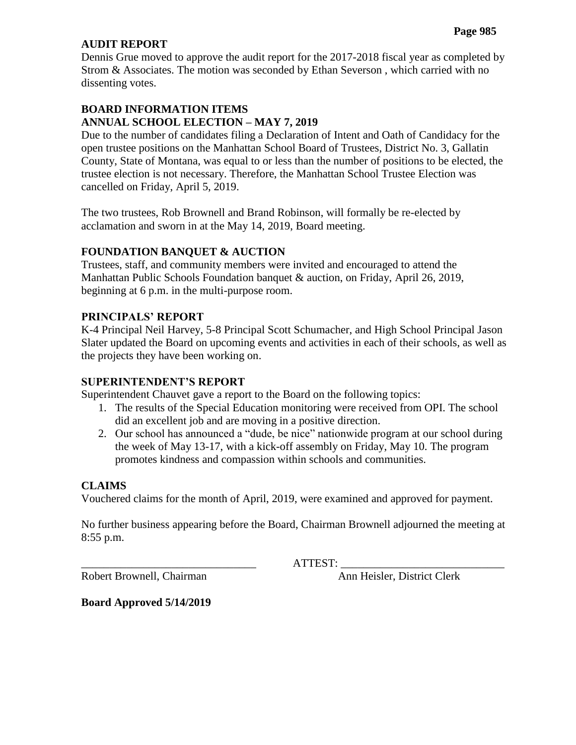## AUDIT REPORT

Dennis Grue moved to approve the audit report for the 2017-2018 fiscal year as completed by Strom & Associates. The motion was seconded by Ethan Severson , which carried with no dissenting votes.

## BOARD INFORMATION ITEMS

### ANNUAL SCHOOL ELECTION – MAY 7, 2019

Due to the number of candidates filing a Declaration of Intent and Oath of Candidacy for the open trustee positions on the Manhattan School Board of Trustees, District No. 3, Gallatin County, State of Montana, was equal to or less than the number of positions to be elected, the trustee election is not necessary. Therefore, the Manhattan School Trustee Election was cancelled on Friday, April 5, 2019.

The two trustees, Rob Brownell and Brand Robinson, will formally be re-elected by acclamation and sworn in at the May 14, 2019, Board meeting.

### FOUNDATION BANQUET & AUCTION

Trustees, staff, and community members were invited and encouraged to attend the Manhattan Public Schools Foundation banquet & auction, on Friday, April 26, 2019, beginning at 6 p.m. in the multi-purpose room.

### PRINCIPALS' REPORT

K-4 Principal Neil Harvey, 5-8 Principal Scott Schumacher, and High School Principal Jason Slater updated the Board on upcoming events and activities in each of their schools, as well as the projects they have been working on.

### SUPERINTENDENT'S REPORT

Superintendent Chauvet gave a report to the Board on the following topics:

1. The results of the Special Education monitoring were received from OPI. The school did an excellent job and are moving in a positive direction.
2. Our school has announced a "dude, be nice" nationwide program at our school during the week of May 13-17, with a kick-off assembly on Friday, May 10. The program promotes kindness and compassion within schools and communities.

## CLAIMS

Vouchered claims for the month of April, 2019, were examined and approved for payment.

No further business appearing before the Board, Chairman Brownell adjourned the meeting at 8:55 p.m.

_______________________________ ATTEST: _____________________________

Robert Brownell, Chairman Ann Heisler, District Clerk

**Board Approved 5/14/2019**